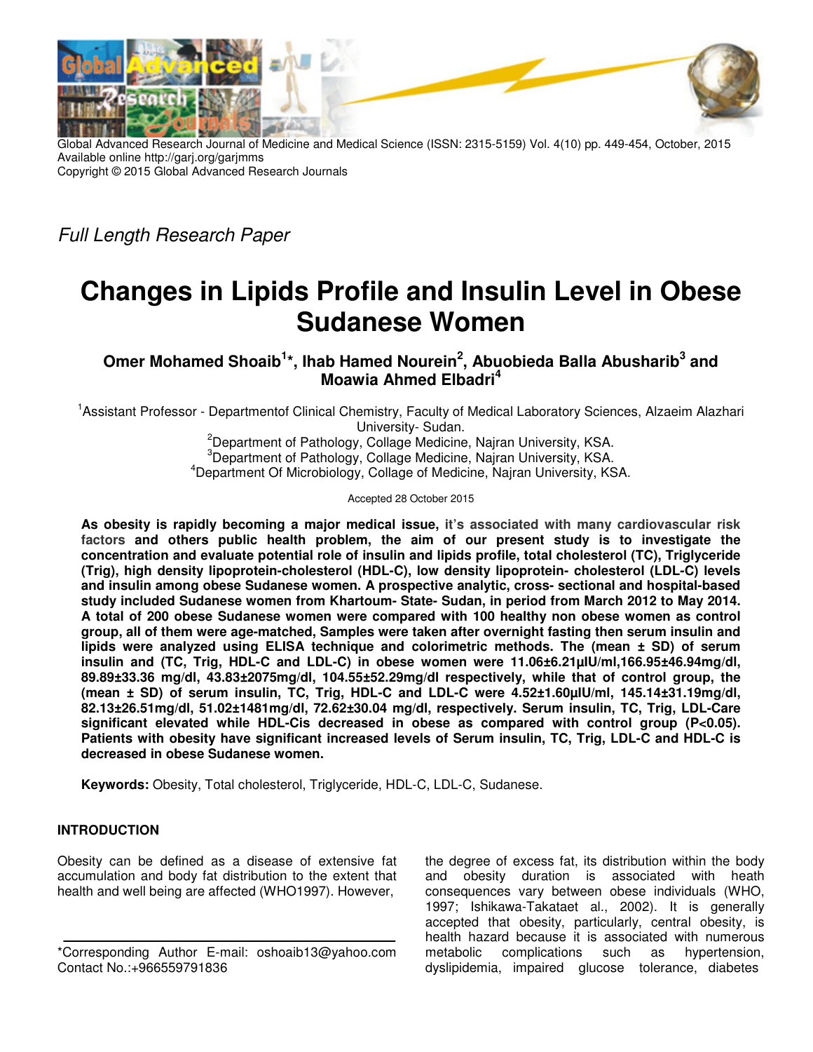Global Advanced Research Journal of Medicine and Medical Science (ISSN: 2315-5159) Vol. 4(10) pp. 449-454, October, 2015
Available online http://garj.org/garjmms
Copyright © 2015 Global Advanced Research Journals

*Full Length Research Paper*

# Changes in Lipids Profile and Insulin Level in Obese Sudanese Women

**Omer Mohamed Shoaib[1]*, Ihab Hamed Nourein[2], Abuobieda Balla Abusharib[3] and Moawia Ahmed Elbadri[4]**

[1]Assistant Professor - Departmentof Clinical Chemistry, Faculty of Medical Laboratory Sciences, Alzaeim Alazhari University- Sudan.
[2]Department of Pathology, Collage Medicine, Najran University, KSA.
[3]Department of Pathology, Collage Medicine, Najran University, KSA.
[4]Department Of Microbiology, Collage of Medicine, Najran University, KSA.

Accepted 28 October 2015

**As obesity is rapidly becoming a major medical issue, it's associated with many cardiovascular risk factors and others public health problem, the aim of our present study is to investigate the concentration and evaluate potential role of insulin and lipids profile, total cholesterol (TC), Triglyceride (Trig), high density lipoprotein-cholesterol (HDL-C), low density lipoprotein- cholesterol (LDL-C) levels and insulin among obese Sudanese women. A prospective analytic, cross- sectional and hospital-based study included Sudanese women from Khartoum- State- Sudan, in period from March 2012 to May 2014. A total of 200 obese Sudanese women were compared with 100 healthy non obese women as control group, all of them were age-matched, Samples were taken after overnight fasting then serum insulin and lipids were analyzed using ELISA technique and colorimetric methods. The (mean ± SD) of serum insulin and (TC, Trig, HDL-C and LDL-C) in obese women were 11.06±6.21µIU/ml,166.95±46.94mg/dl, 89.89±33.36 mg/dl, 43.83±2075mg/dl, 104.55±52.29mg/dl respectively, while that of control group, the (mean ± SD) of serum insulin, TC, Trig, HDL-C and LDL-C were 4.52±1.60µIU/ml, 145.14±31.19mg/dl, 82.13±26.51mg/dl, 51.02±1481mg/dl, 72.62±30.04 mg/dl, respectively. Serum insulin, TC, Trig, LDL-Care significant elevated while HDL-Cis decreased in obese as compared with control group (P<0.05). Patients with obesity have significant increased levels of Serum insulin, TC, Trig, LDL-C and HDL-C is decreased in obese Sudanese women.**

**Keywords:** Obesity, Total cholesterol, Triglyceride, HDL-C, LDL-C, Sudanese.

## INTRODUCTION

Obesity can be defined as a disease of extensive fat accumulation and body fat distribution to the extent that health and well being are affected (WHO1997). However, the degree of excess fat, its distribution within the body and obesity duration is associated with heath consequences vary between obese individuals (WHO, 1997; Ishikawa-Takataet al., 2002). It is generally accepted that obesity, particularly, central obesity, is health hazard because it is associated with numerous metabolic complications such as hypertension, dyslipidemia, impaired glucose tolerance, diabetes

*Corresponding Author E-mail: oshoaib13@yahoo.com
Contact No.:+966559791836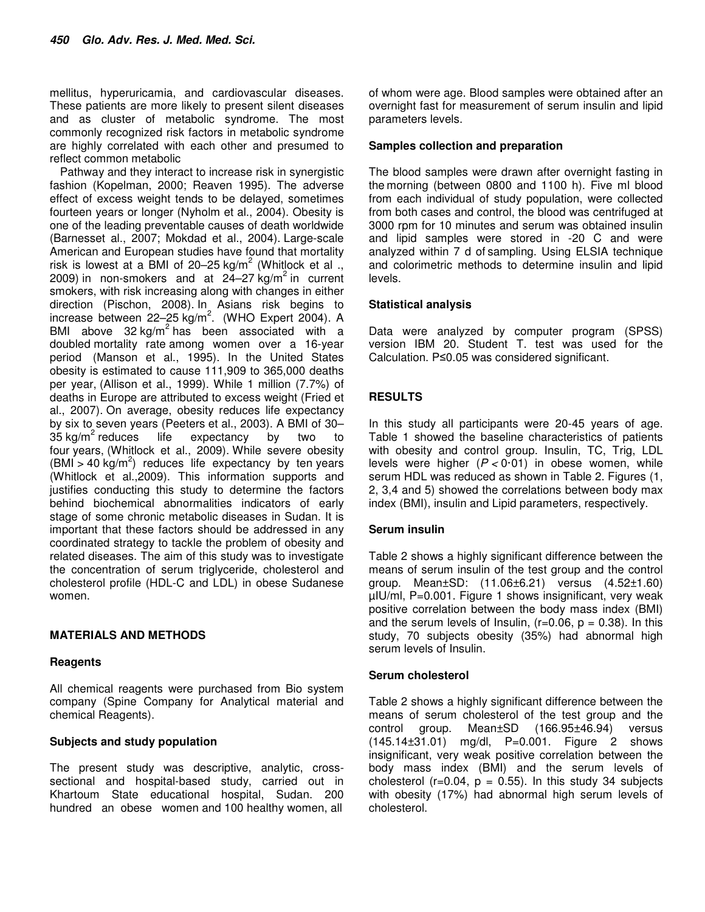mellitus, hyperuricamia, and cardiovascular diseases. These patients are more likely to present silent diseases and as cluster of metabolic syndrome. The most commonly recognized risk factors in metabolic syndrome are highly correlated with each other and presumed to reflect common metabolic

Pathway and they interact to increase risk in synergistic fashion (Kopelman, 2000; Reaven 1995). The adverse effect of excess weight tends to be delayed, sometimes fourteen years or longer (Nyholm et al., 2004). Obesity is one of the leading preventable causes of death worldwide (Barnesset al., 2007; Mokdad et al., 2004). Large-scale American and European studies have found that mortality risk is lowest at a BMI of 20–25 kg/m$^2$ (Whitlock et al ., 2009) in non-smokers and at 24–27 kg/m$^2$ in current smokers, with risk increasing along with changes in either direction (Pischon, 2008). In Asians risk begins to increase between 22–25 kg/m$^2$. (WHO Expert 2004). A BMI above 32 kg/m$^2$ has been associated with a doubled mortality rate among women over a 16-year period (Manson et al., 1995). In the United States obesity is estimated to cause 111,909 to 365,000 deaths per year, (Allison et al., 1999). While 1 million (7.7%) of deaths in Europe are attributed to excess weight (Fried et al., 2007). On average, obesity reduces life expectancy by six to seven years (Peeters et al., 2003). A BMI of 30–35 kg/m$^2$ reduces life expectancy by two to four years, (Whitlock et al., 2009). While severe obesity (BMI > 40 kg/m$^2$) reduces life expectancy by ten years (Whitlock et al.,2009). This information supports and justifies conducting this study to determine the factors behind biochemical abnormalities indicators of early stage of some chronic metabolic diseases in Sudan. It is important that these factors should be addressed in any coordinated strategy to tackle the problem of obesity and related diseases. The aim of this study was to investigate the concentration of serum triglyceride, cholesterol and cholesterol profile (HDL-C and LDL) in obese Sudanese women.

## MATERIALS AND METHODS

### Reagents

All chemical reagents were purchased from Bio system company (Spine Company for Analytical material and chemical Reagents).

### Subjects and study population

The present study was descriptive, analytic, cross-sectional and hospital-based study, carried out in Khartoum State educational hospital, Sudan. 200 hundred an obese women and 100 healthy women, all of whom were age. Blood samples were obtained after an overnight fast for measurement of serum insulin and lipid parameters levels.

### Samples collection and preparation

The blood samples were drawn after overnight fasting in the morning (between 0800 and 1100 h). Five ml blood from each individual of study population, were collected from both cases and control, the blood was centrifuged at 3000 rpm for 10 minutes and serum was obtained insulin and lipid samples were stored in -20 C and were analyzed within 7 d of sampling. Using ELSIA technique and colorimetric methods to determine insulin and lipid levels.

### Statistical analysis

Data were analyzed by computer program (SPSS) version IBM 20. Student T. test was used for the Calculation. P≤0.05 was considered significant.

## RESULTS

In this study all participants were 20-45 years of age. Table 1 showed the baseline characteristics of patients with obesity and control group. Insulin, TC, Trig, LDL levels were higher ($P < 0{\cdot}01$) in obese women, while serum HDL was reduced as shown in Table 2. Figures (1, 2, 3,4 and 5) showed the correlations between body max index (BMI), insulin and Lipid parameters, respectively.

### Serum insulin

Table 2 shows a highly significant difference between the means of serum insulin of the test group and the control group. Mean±SD: (11.06±6.21) versus (4.52±1.60) µIU/ml, P=0.001. Figure 1 shows insignificant, very weak positive correlation between the body mass index (BMI) and the serum levels of Insulin, (r=0.06, p = 0.38). In this study, 70 subjects obesity (35%) had abnormal high serum levels of Insulin.

### Serum cholesterol

Table 2 shows a highly significant difference between the means of serum cholesterol of the test group and the control group. Mean±SD (166.95±46.94) versus (145.14±31.01) mg/dl, P=0.001. Figure 2 shows insignificant, very weak positive correlation between the body mass index (BMI) and the serum levels of cholesterol (r=0.04, p = 0.55). In this study 34 subjects with obesity (17%) had abnormal high serum levels of cholesterol.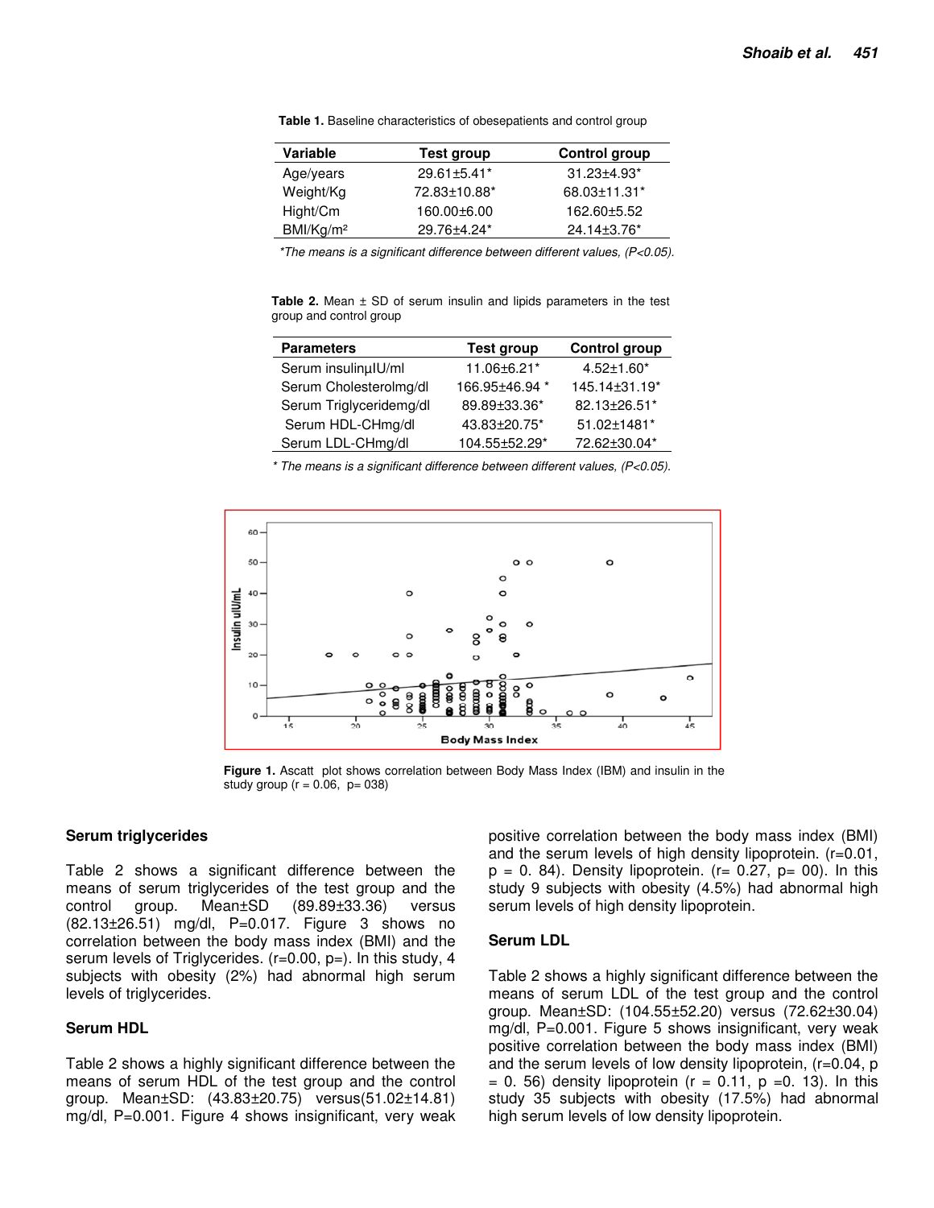**Table 1.** Baseline characteristics of obesepatients and control group

| Variable | Test group | Control group |
|---|---|---|
| Age/years | 29.61±5.41* | 31.23±4.93* |
| Weight/Kg | 72.83±10.88* | 68.03±11.31* |
| Hight/Cm | 160.00±6.00 | 162.60±5.52 |
| BMI/Kg/m² | 29.76±4.24* | 24.14±3.76* |

*\*The means is a significant difference between different values, (P<0.05).*

**Table 2.** Mean ± SD of serum insulin and lipids parameters in the test group and control group

| Parameters | Test group | Control group |
|---|---|---|
| Serum insulinµIU/ml | 11.06±6.21* | 4.52±1.60* |
| Serum Cholesterolmg/dl | 166.95±46.94 * | 145.14±31.19* |
| Serum Triglyceridemg/dl | 89.89±33.36* | 82.13±26.51* |
| Serum HDL-CHmg/dl | 43.83±20.75* | 51.02±1481* |
| Serum LDL-CHmg/dl | 104.55±52.29* | 72.62±30.04* |

*\* The means is a significant difference between different values, (P<0.05).*

**Figure 1.** Ascatt plot shows correlation between Body Mass Index (IBM) and insulin in the study group (r = 0.06, p= 038)

## Serum triglycerides

Table 2 shows a significant difference between the means of serum triglycerides of the test group and the control group. Mean±SD (89.89±33.36) versus (82.13±26.51) mg/dl, P=0.017. Figure 3 shows no correlation between the body mass index (BMI) and the serum levels of Triglycerides. (r=0.00, p=). In this study, 4 subjects with obesity (2%) had abnormal high serum levels of triglycerides.

## Serum HDL

Table 2 shows a highly significant difference between the means of serum HDL of the test group and the control group. Mean±SD: (43.83±20.75) versus(51.02±14.81) mg/dl, P=0.001. Figure 4 shows insignificant, very weak positive correlation between the body mass index (BMI) and the serum levels of high density lipoprotein. (r=0.01, p = 0. 84). Density lipoprotein. (r= 0.27, p= 00). In this study 9 subjects with obesity (4.5%) had abnormal high serum levels of high density lipoprotein.

## Serum LDL

Table 2 shows a highly significant difference between the means of serum LDL of the test group and the control group. Mean±SD: (104.55±52.20) versus (72.62±30.04) mg/dl, P=0.001. Figure 5 shows insignificant, very weak positive correlation between the body mass index (BMI) and the serum levels of low density lipoprotein, (r=0.04, p = 0. 56) density lipoprotein (r = 0.11, p =0. 13). In this study 35 subjects with obesity (17.5%) had abnormal high serum levels of low density lipoprotein.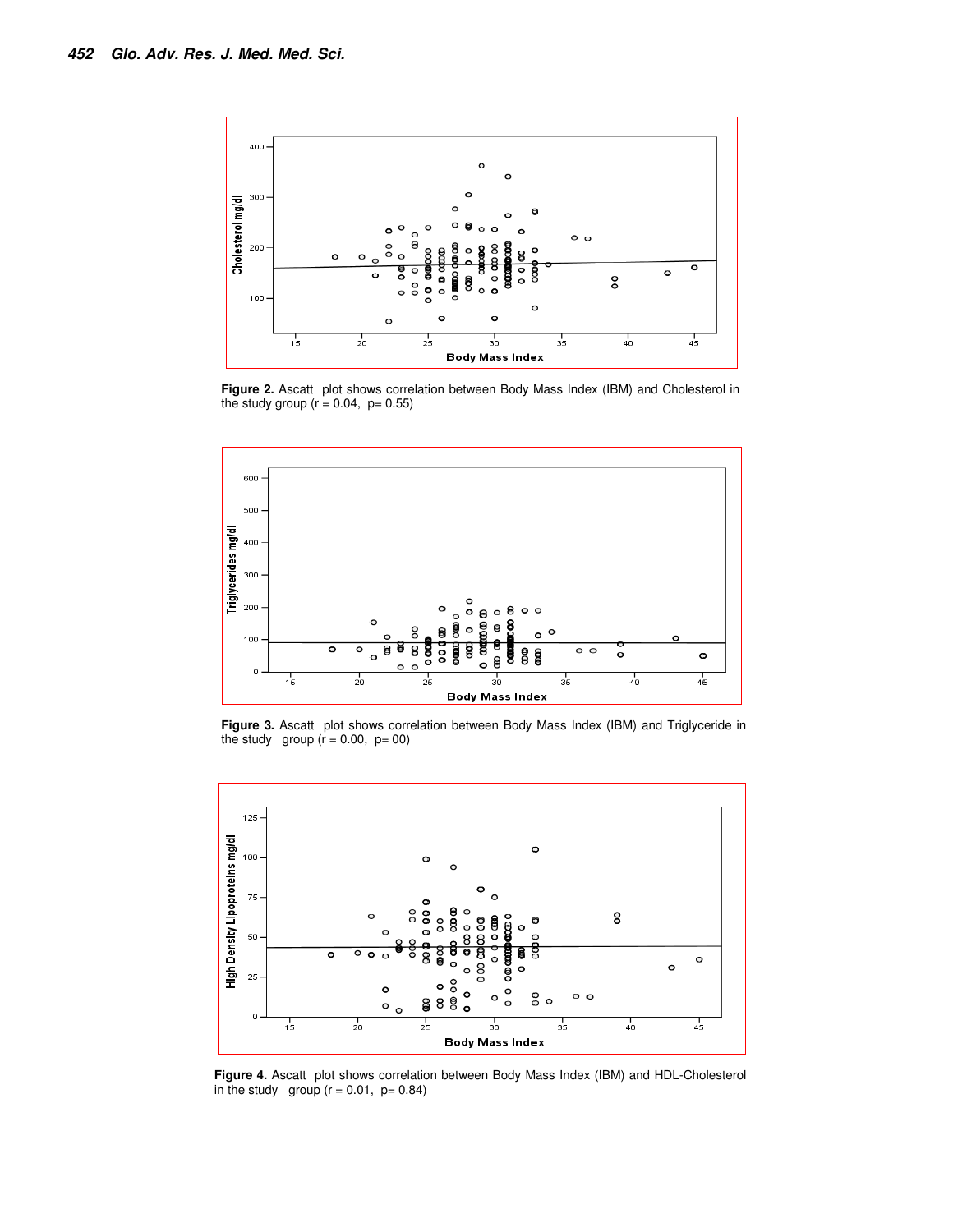**Figure 2.** Ascatt plot shows correlation between Body Mass Index (IBM) and Cholesterol in the study group (r = 0.04, p= 0.55)

**Figure 3.** Ascatt plot shows correlation between Body Mass Index (IBM) and Triglyceride in the study group (r = 0.00, p= 00)

**Figure 4.** Ascatt plot shows correlation between Body Mass Index (IBM) and HDL-Cholesterol in the study group (r = 0.01, p= 0.84)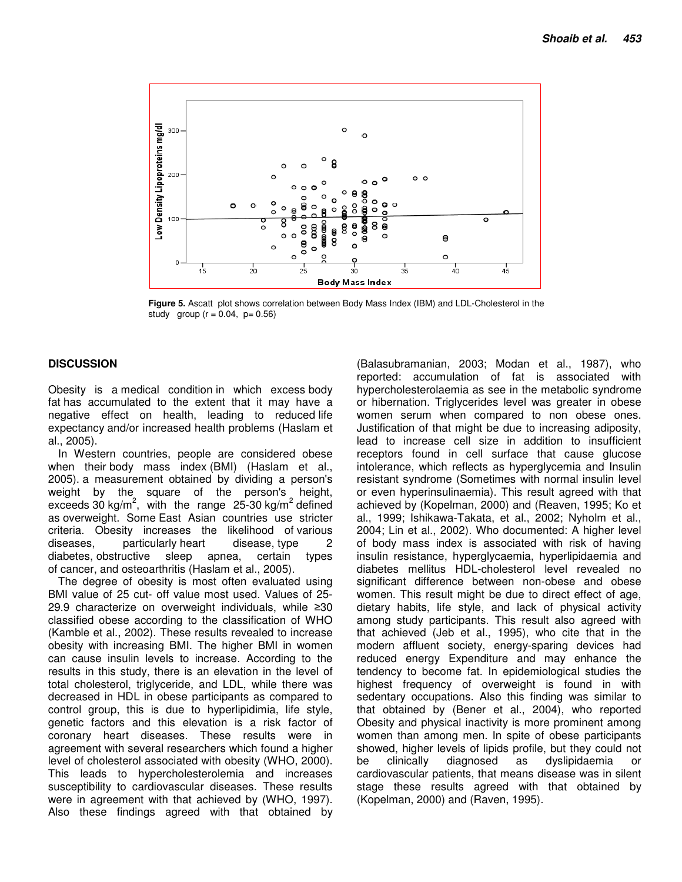Figure 5. Ascatt plot shows correlation between Body Mass Index (IBM) and LDL-Cholesterol in the study group ($r = 0.04$, $p = 0.56$)

## DISCUSSION

Obesity is a medical condition in which excess body fat has accumulated to the extent that it may have a negative effect on health, leading to reduced life expectancy and/or increased health problems (Haslam et al., 2005).

In Western countries, people are considered obese when their body mass index (BMI) (Haslam et al., 2005). a measurement obtained by dividing a person's weight by the square of the person's height, exceeds 30 $kg/m^2$, with the range 25-30 $kg/m^2$ defined as overweight. Some East Asian countries use stricter criteria. Obesity increases the likelihood of various diseases, particularly heart disease, type 2 diabetes, obstructive sleep apnea, certain types of cancer, and osteoarthritis (Haslam et al., 2005).

The degree of obesity is most often evaluated using BMI value of 25 cut- off value most used. Values of 25-29.9 characterize on overweight individuals, while ≥30 classified obese according to the classification of WHO (Kamble et al., 2002). These results revealed to increase obesity with increasing BMI. The higher BMI in women can cause insulin levels to increase. According to the results in this study, there is an elevation in the level of total cholesterol, triglyceride, and LDL, while there was decreased in HDL in obese participants as compared to control group, this is due to hyperlipidimia, life style, genetic factors and this elevation is a risk factor of coronary heart diseases. These results were in agreement with several researchers which found a higher level of cholesterol associated with obesity (WHO, 2000). This leads to hypercholesterolemia and increases susceptibility to cardiovascular diseases. These results were in agreement with that achieved by (WHO, 1997). Also these findings agreed with that obtained by (Balasubramanian, 2003; Modan et al., 1987), who reported: accumulation of fat is associated with hypercholesterolaemia as see in the metabolic syndrome or hibernation. Triglycerides level was greater in obese women serum when compared to non obese ones. Justification of that might be due to increasing adiposity, lead to increase cell size in addition to insufficient receptors found in cell surface that cause glucose intolerance, which reflects as hyperglycemia and Insulin resistant syndrome (Sometimes with normal insulin level or even hyperinsulinaemia). This result agreed with that achieved by (Kopelman, 2000) and (Reaven, 1995; Ko et al., 1999; Ishikawa-Takata, et al., 2002; Nyholm et al., 2004; Lin et al., 2002). Who documented: A higher level of body mass index is associated with risk of having insulin resistance, hyperglycaemia, hyperlipidaemia and diabetes mellitus HDL-cholesterol level revealed no significant difference between non-obese and obese women. This result might be due to direct effect of age, dietary habits, life style, and lack of physical activity among study participants. This result also agreed with that achieved (Jeb et al., 1995), who cite that in the modern affluent society, energy-sparing devices had reduced energy Expenditure and may enhance the tendency to become fat. In epidemiological studies the highest frequency of overweight is found in with sedentary occupations. Also this finding was similar to that obtained by (Bener et al., 2004), who reported Obesity and physical inactivity is more prominent among women than among men. In spite of obese participants showed, higher levels of lipids profile, but they could not be clinically diagnosed as dyslipidaemia or cardiovascular patients, that means disease was in silent stage these results agreed with that obtained by (Kopelman, 2000) and (Raven, 1995).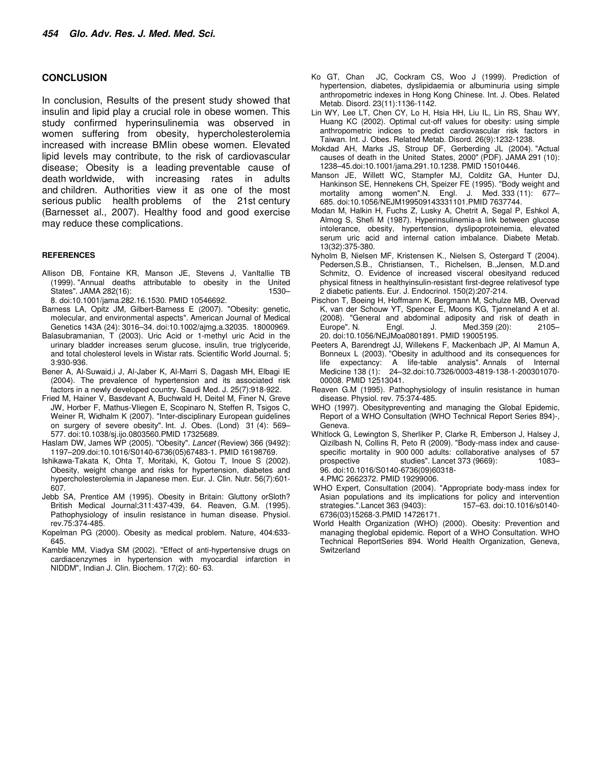## CONCLUSION

In conclusion, Results of the present study showed that insulin and lipid play a crucial role in obese women. This study confirmed hyperinsulinemia was observed in women suffering from obesity, hypercholesterolemia increased with increase BMIin obese women. Elevated lipid levels may contribute, to the risk of cardiovascular disease; Obesity is a leading preventable cause of death worldwide, with increasing rates in adults and children. Authorities view it as one of the most serious public health problems of the 21st century (Barnesset al., 2007). Healthy food and good exercise may reduce these complications.

## REFERENCES

Allison DB, Fontaine KR, Manson JE, Stevens J, VanItallie TB (1999). "Annual deaths attributable to obesity in the United States". JAMA 282(16): 1530–8. doi:10.1001/jama.282.16.1530. PMID 10546692.

Barness LA, Opitz JM, Gilbert-Barness E (2007). "Obesity: genetic, molecular, and environmental aspects". American Journal of Medical Genetics 143A (24): 3016–34. doi:10.1002/ajmg.a.32035. 18000969.

Balasubramanian, T (2003). Uric Acid or 1-methyl uric Acid in the urinary bladder increases serum glucose, insulin, true triglyceride, and total cholesterol levels in Wistar rats. Scientific World Journal. 5; 3:930-936.

Bener A, Al-Suwaid,i J, Al-Jaber K, Al-Marri S, Dagash MH, Elbagi IE (2004). The prevalence of hypertension and its associated risk factors in a newly developed country. Saudi Med. J. 25(7):918-922.

Fried M, Hainer V, Basdevant A, Buchwald H, Deitel M, Finer N, Greve JW, Horber F, Mathus-Vliegen E, Scopinaro N, Steffen R, Tsigos C, Weiner R, Widhalm K (2007). "Inter-disciplinary European guidelines on surgery of severe obesity". Int. J. Obes. (Lond) 31 (4): 569–577. doi:10.1038/sj.ijo.0803560.PMID 17325689.

Haslam DW, James WP (2005). "Obesity". *Lancet* (Review) 366 (9492): 1197–209.doi:10.1016/S0140-6736(05)67483-1. PMID 16198769.

Ishikawa-Takata K, Ohta T, Moritaki, K, Gotou T, Inoue S (2002). Obesity, weight change and risks for hypertension, diabetes and hypercholesterolemia in Japanese men. Eur. J. Clin. Nutr. 56(7):601-607.

Jebb SA, Prentice AM (1995). Obesity in Britain: Gluttony orSloth? British Medical Journal;311:437-439, 64. Reaven, G.M. (1995). Pathophysiology of insulin resistance in human disease. Physiol. rev.75:374-485.

Kopelman PG (2000). Obesity as medical problem. Nature, 404:633-645.

Kamble MM, Viadya SM (2002). "Effect of anti-hypertensive drugs on cardiacenzymes in hypertension with myocardial infarction in NIDDM", Indian J. Clin. Biochem. 17(2): 60- 63.

Ko GT, Chan JC, Cockram CS, Woo J (1999). Prediction of hypertension, diabetes, dyslipidaemia or albuminuria using simple anthropometric indexes in Hong Kong Chinese. Int. J. Obes. Related Metab. Disord. 23(11):1136-1142.

Lin WY, Lee LT, Chen CY, Lo H, Hsia HH, Liu IL, Lin RS, Shau WY, Huang KC (2002). Optimal cut-off values for obesity: using simple anthropometric indices to predict cardiovascular risk factors in Taiwan. Int. J. Obes. Related Metab. Disord. 26(9):1232-1238.

Mokdad AH, Marks JS, Stroup DF, Gerberding JL (2004). "Actual causes of death in the United States, 2000" (PDF). JAMA 291 (10): 1238–45.doi:10.1001/jama.291.10.1238. PMID 15010446.

Manson JE, Willett WC, Stampfer MJ, Colditz GA, Hunter DJ, Hankinson SE, Hennekens CH, Speizer FE (1995). "Body weight and mortality among women".N. Engl. J. Med. 333 (11): 677–685. doi:10.1056/NEJM199509143331101.PMID 7637744.

Modan M, Halkin H, Fuchs Z, Lusky A, Chetrit A, Segal P, Eshkol A, Almog S, Shefi M (1987). Hyperinsulinemia-a link between glucose intolerance, obesity, hypertension, dyslipoproteinemia, elevated serum uric acid and internal cation imbalance. Diabete Metab. 13(32):375-380.

Nyholm B, Nielsen MF, Kristensen K., Nielsen S, Ostergard T (2004). Pedersen,S.B., Christiansen, T., Richelsen, B.,Jensen, M.D.and Schmitz, O. Evidence of increased visceral obesityand reduced physical fitness in healthyinsulin-resistant first-degree relativesof type 2 diabetic patients. Eur. J. Endocrinol. 150(2):207-214.

Pischon T, Boeing H, Hoffmann K, Bergmann M, Schulze MB, Overvad K, van der Schouw YT, Spencer E, Moons KG, Tjønneland A et al. (2008). "General and abdominal adiposity and risk of death in Europe". N. Engl. J. Med.359 (20): 2105–20. doi:10.1056/NEJMoa0801891. PMID 19005195.

Peeters A, Barendregt JJ, Willekens F, Mackenbach JP, Al Mamun A, Bonneux L (2003). "Obesity in adulthood and its consequences for life expectancy: A life-table analysis". Annals of Internal Medicine 138 (1): 24–32.doi:10.7326/0003-4819-138-1-200301070-00008. PMID 12513041.

Reaven G.M (1995). Pathophysiology of insulin resistance in human disease. Physiol. rev. 75:374-485.

WHO (1997). Obesitypreventing and managing the Global Epidemic, Report of a WHO Consultation (WHO Technical Report Series 894)-, Geneva.

Whitlock G, Lewington S, Sherliker P, Clarke R, Emberson J, Halsey J, Qizilbash N, Collins R, Peto R (2009). "Body-mass index and cause-specific mortality in 900 000 adults: collaborative analyses of 57 prospective studies". Lancet 373 (9669): 1083–96. doi:10.1016/S0140-6736(09)60318-4.PMC 2662372. PMID 19299006.

WHO Expert, Consultation (2004). "Appropriate body-mass index for Asian populations and its implications for policy and intervention strategies.".Lancet 363 (9403): 157–63. doi:10.1016/s0140-6736(03)15268-3.PMID 14726171.

World Health Organization (WHO) (2000). Obesity: Prevention and managing theglobal epidemic. Report of a WHO Consultation. WHO Technical ReportSeries 894. World Health Organization, Geneva, Switzerland